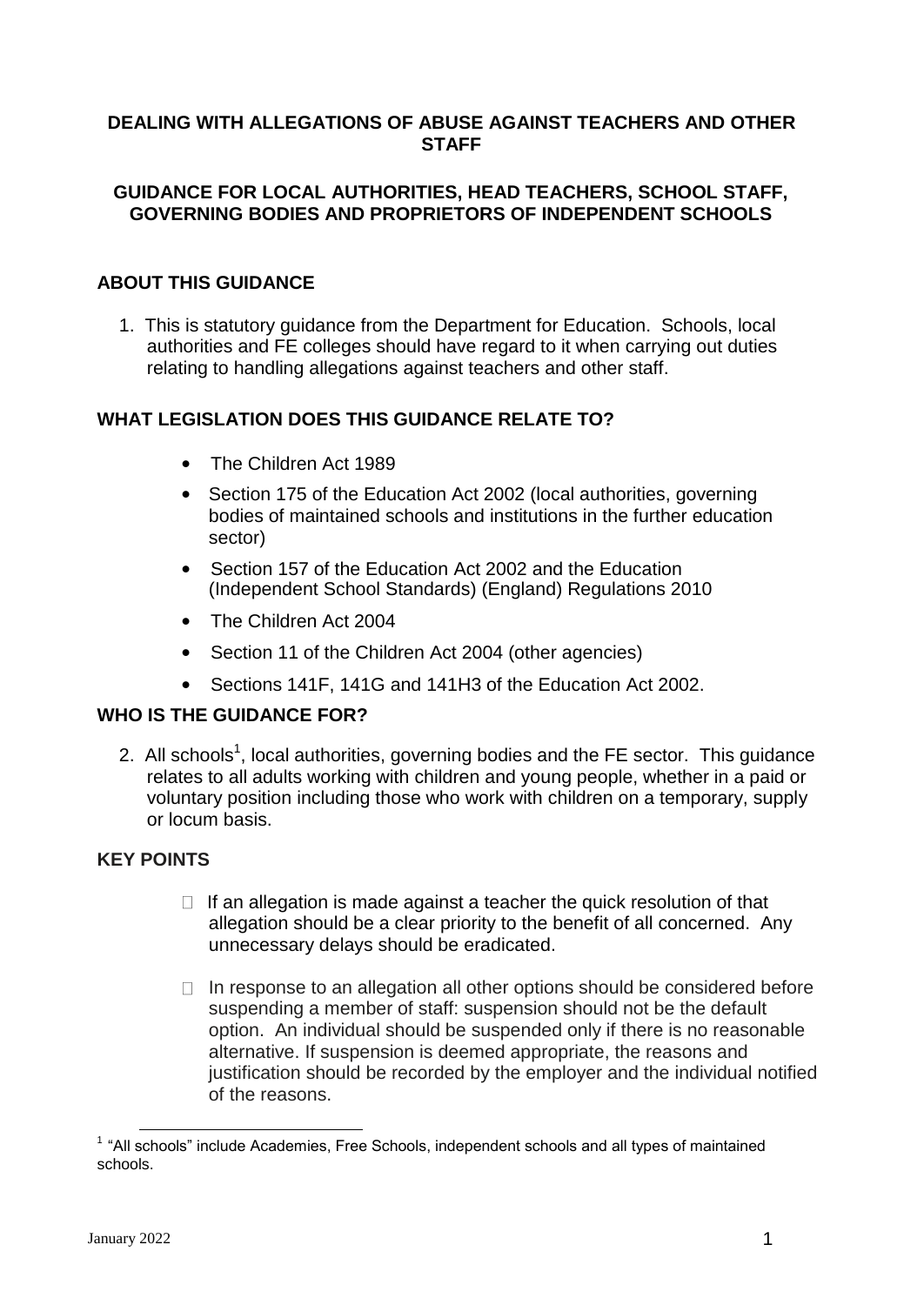# DEALING WITH ALLEGATIONS OF ABUSE AGAINST TEACHERS AND OTHER STAFF

## GUIDANCE FOR LOCAL AUTHORITIES, HEAD TEACHERS, SCHOOL STAFF, GOVERNING BODIES AND PROPRIETORS OF INDEPENDENT SCHOOLS

### ABOUT THIS GUIDANCE

1. This is statutory guidance from the Department for Education. Schools, local authorities and FE colleges should have regard to it when carrying out duties relating to handling allegations against teachers and other staff.

### WHAT LEGISLATION DOES THIS GUIDANCE RELATE TO?

- The Children Act 1989
- Section 175 of the Education Act 2002 (local authorities, governing bodies of maintained schools and institutions in the further education sector)
- Section 157 of the Education Act 2002 and the Education (Independent School Standards) (England) Regulations 2010
- The Children Act 2004
- Section 11 of the Children Act 2004 (other agencies)
- Sections 141F, 141G and 141H3 of the Education Act 2002.

### WHO IS THE GUIDANCE FOR?

2. All schools[1], local authorities, governing bodies and the FE sector. This guidance relates to all adults working with children and young people, whether in a paid or voluntary position including those who work with children on a temporary, supply or locum basis.

### KEY POINTS

- If an allegation is made against a teacher the quick resolution of that allegation should be a clear priority to the benefit of all concerned. Any unnecessary delays should be eradicated.
- In response to an allegation all other options should be considered before suspending a member of staff: suspension should not be the default option. An individual should be suspended only if there is no reasonable alternative. If suspension is deemed appropriate, the reasons and justification should be recorded by the employer and the individual notified of the reasons.

---

[1] "All schools" include Academies, Free Schools, independent schools and all types of maintained schools.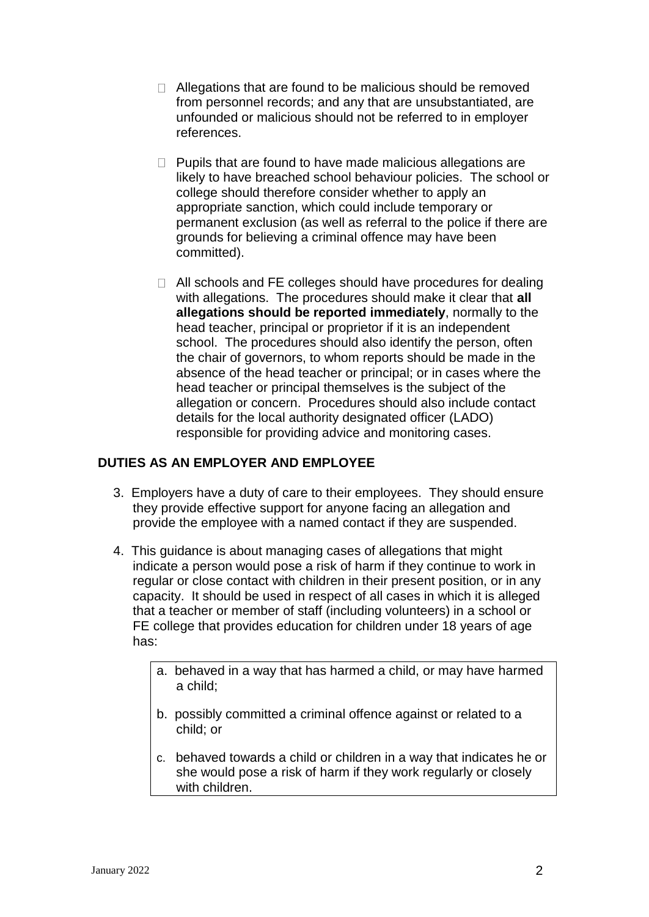- Allegations that are found to be malicious should be removed from personnel records; and any that are unsubstantiated, are unfounded or malicious should not be referred to in employer references.

- Pupils that are found to have made malicious allegations are likely to have breached school behaviour policies. The school or college should therefore consider whether to apply an appropriate sanction, which could include temporary or permanent exclusion (as well as referral to the police if there are grounds for believing a criminal offence may have been committed).

- All schools and FE colleges should have procedures for dealing with allegations. The procedures should make it clear that **all allegations should be reported immediately**, normally to the head teacher, principal or proprietor if it is an independent school. The procedures should also identify the person, often the chair of governors, to whom reports should be made in the absence of the head teacher or principal; or in cases where the head teacher or principal themselves is the subject of the allegation or concern. Procedures should also include contact details for the local authority designated officer (LADO) responsible for providing advice and monitoring cases.

## DUTIES AS AN EMPLOYER AND EMPLOYEE

3. Employers have a duty of care to their employees. They should ensure they provide effective support for anyone facing an allegation and provide the employee with a named contact if they are suspended.

4. This guidance is about managing cases of allegations that might indicate a person would pose a risk of harm if they continue to work in regular or close contact with children in their present position, or in any capacity. It should be used in respect of all cases in which it is alleged that a teacher or member of staff (including volunteers) in a school or FE college that provides education for children under 18 years of age has:

   a. behaved in a way that has harmed a child, or may have harmed a child;

   b. possibly committed a criminal offence against or related to a child; or

   c. behaved towards a child or children in a way that indicates he or she would pose a risk of harm if they work regularly or closely with children.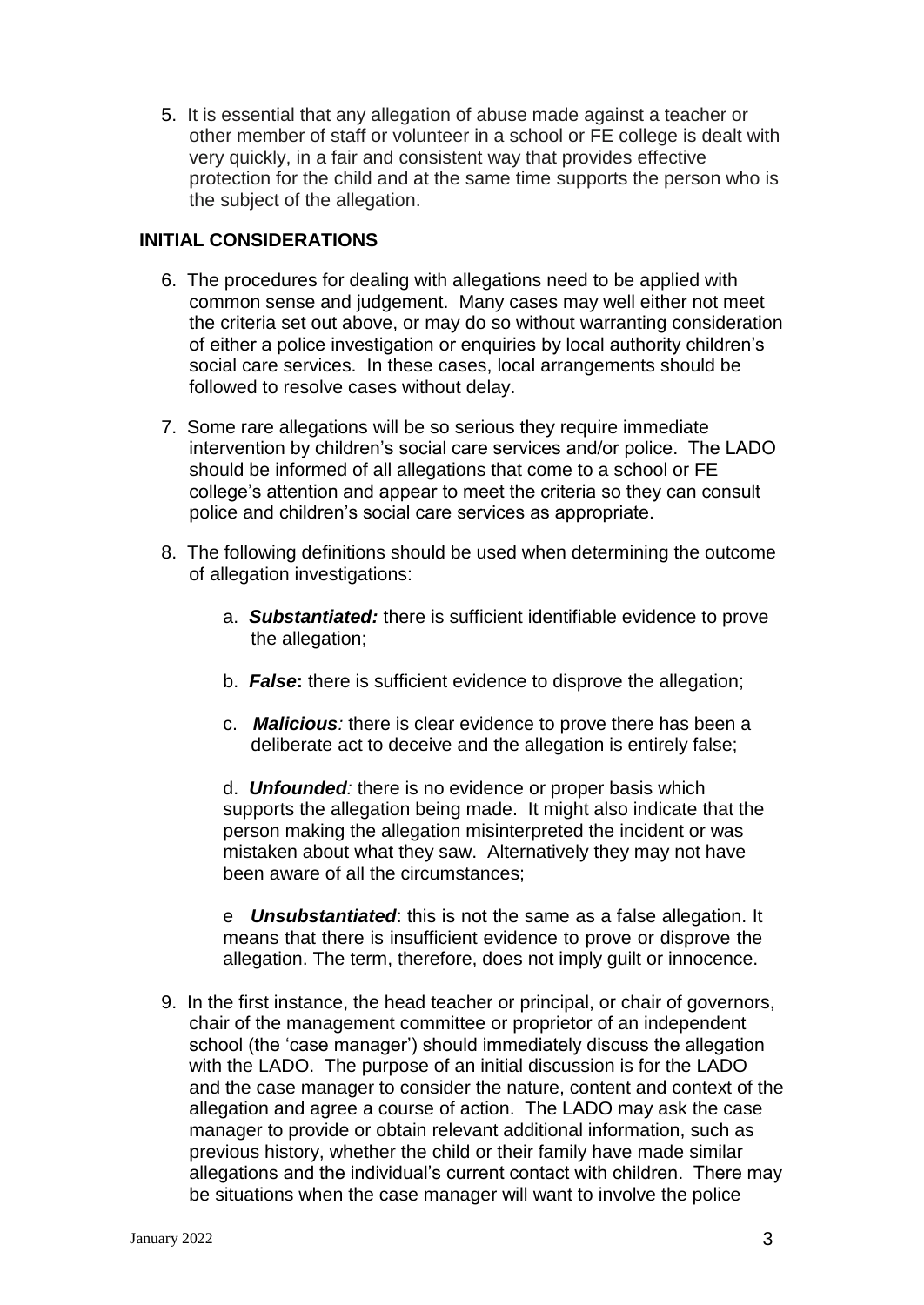5. It is essential that any allegation of abuse made against a teacher or other member of staff or volunteer in a school or FE college is dealt with very quickly, in a fair and consistent way that provides effective protection for the child and at the same time supports the person who is the subject of the allegation.

## INITIAL CONSIDERATIONS

6. The procedures for dealing with allegations need to be applied with common sense and judgement. Many cases may well either not meet the criteria set out above, or may do so without warranting consideration of either a police investigation or enquiries by local authority children's social care services. In these cases, local arrangements should be followed to resolve cases without delay.

7. Some rare allegations will be so serious they require immediate intervention by children's social care services and/or police. The LADO should be informed of all allegations that come to a school or FE college's attention and appear to meet the criteria so they can consult police and children's social care services as appropriate.

8. The following definitions should be used when determining the outcome of allegation investigations:

   a. ***Substantiated:*** there is sufficient identifiable evidence to prove the allegation;

   b. ***False*****:** there is sufficient evidence to disprove the allegation;

   c. ***Malicious****:* there is clear evidence to prove there has been a deliberate act to deceive and the allegation is entirely false;

   d. ***Unfounded****:* there is no evidence or proper basis which supports the allegation being made. It might also indicate that the person making the allegation misinterpreted the incident or was mistaken about what they saw. Alternatively they may not have been aware of all the circumstances;

   e ***Unsubstantiated***: this is not the same as a false allegation. It means that there is insufficient evidence to prove or disprove the allegation. The term, therefore, does not imply guilt or innocence.

9. In the first instance, the head teacher or principal, or chair of governors, chair of the management committee or proprietor of an independent school (the 'case manager') should immediately discuss the allegation with the LADO. The purpose of an initial discussion is for the LADO and the case manager to consider the nature, content and context of the allegation and agree a course of action. The LADO may ask the case manager to provide or obtain relevant additional information, such as previous history, whether the child or their family have made similar allegations and the individual's current contact with children. There may be situations when the case manager will want to involve the police

January 2022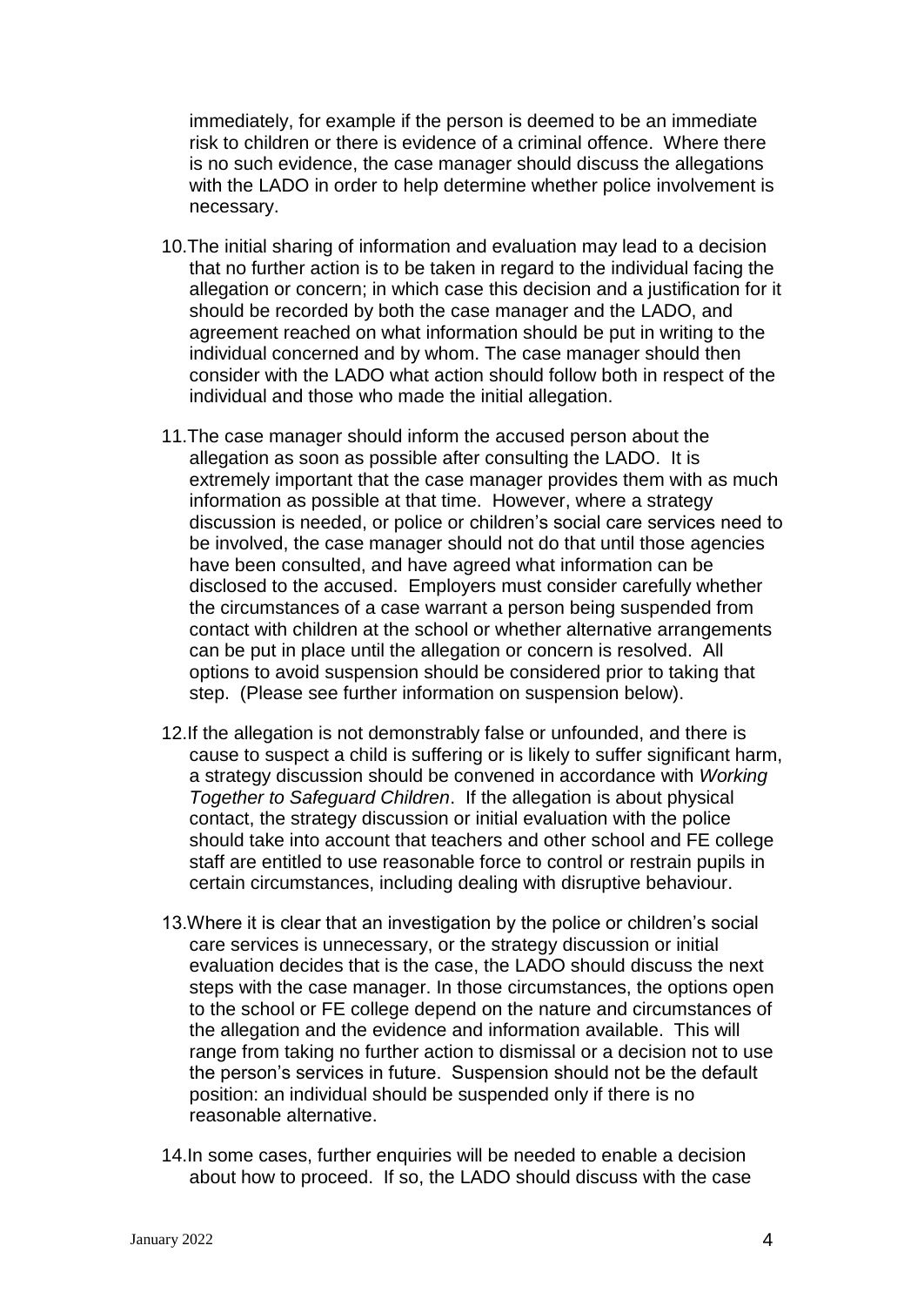immediately, for example if the person is deemed to be an immediate risk to children or there is evidence of a criminal offence. Where there is no such evidence, the case manager should discuss the allegations with the LADO in order to help determine whether police involvement is necessary.

10. The initial sharing of information and evaluation may lead to a decision that no further action is to be taken in regard to the individual facing the allegation or concern; in which case this decision and a justification for it should be recorded by both the case manager and the LADO, and agreement reached on what information should be put in writing to the individual concerned and by whom. The case manager should then consider with the LADO what action should follow both in respect of the individual and those who made the initial allegation.

11. The case manager should inform the accused person about the allegation as soon as possible after consulting the LADO. It is extremely important that the case manager provides them with as much information as possible at that time. However, where a strategy discussion is needed, or police or children's social care services need to be involved, the case manager should not do that until those agencies have been consulted, and have agreed what information can be disclosed to the accused. Employers must consider carefully whether the circumstances of a case warrant a person being suspended from contact with children at the school or whether alternative arrangements can be put in place until the allegation or concern is resolved. All options to avoid suspension should be considered prior to taking that step. (Please see further information on suspension below).

12. If the allegation is not demonstrably false or unfounded, and there is cause to suspect a child is suffering or is likely to suffer significant harm, a strategy discussion should be convened in accordance with *Working Together to Safeguard Children*. If the allegation is about physical contact, the strategy discussion or initial evaluation with the police should take into account that teachers and other school and FE college staff are entitled to use reasonable force to control or restrain pupils in certain circumstances, including dealing with disruptive behaviour.

13. Where it is clear that an investigation by the police or children's social care services is unnecessary, or the strategy discussion or initial evaluation decides that is the case, the LADO should discuss the next steps with the case manager. In those circumstances, the options open to the school or FE college depend on the nature and circumstances of the allegation and the evidence and information available. This will range from taking no further action to dismissal or a decision not to use the person's services in future. Suspension should not be the default position: an individual should be suspended only if there is no reasonable alternative.

14. In some cases, further enquiries will be needed to enable a decision about how to proceed. If so, the LADO should discuss with the case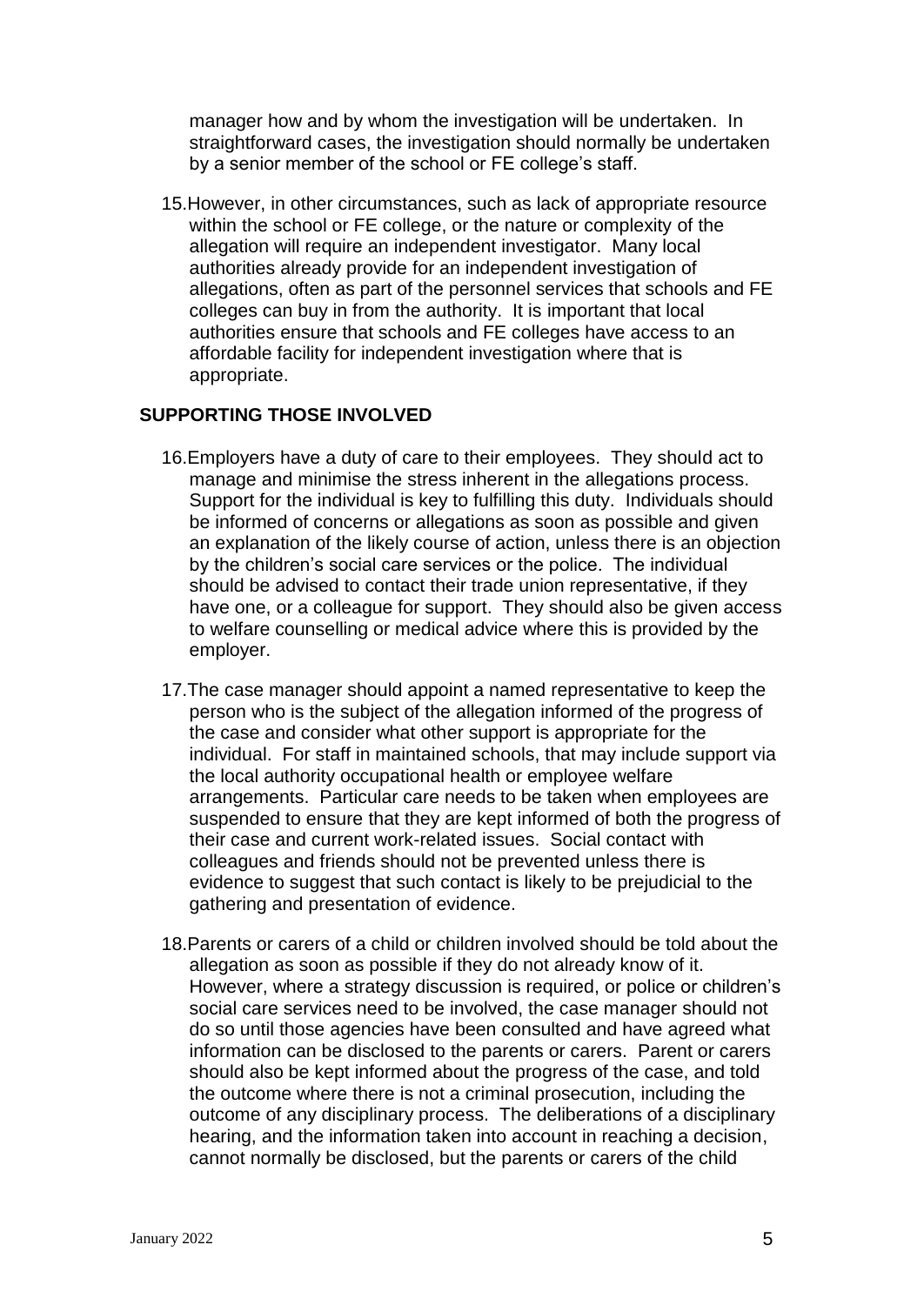manager how and by whom the investigation will be undertaken. In straightforward cases, the investigation should normally be undertaken by a senior member of the school or FE college's staff.

15. However, in other circumstances, such as lack of appropriate resource within the school or FE college, or the nature or complexity of the allegation will require an independent investigator. Many local authorities already provide for an independent investigation of allegations, often as part of the personnel services that schools and FE colleges can buy in from the authority. It is important that local authorities ensure that schools and FE colleges have access to an affordable facility for independent investigation where that is appropriate.

## SUPPORTING THOSE INVOLVED

16. Employers have a duty of care to their employees. They should act to manage and minimise the stress inherent in the allegations process. Support for the individual is key to fulfilling this duty. Individuals should be informed of concerns or allegations as soon as possible and given an explanation of the likely course of action, unless there is an objection by the children's social care services or the police. The individual should be advised to contact their trade union representative, if they have one, or a colleague for support. They should also be given access to welfare counselling or medical advice where this is provided by the employer.

17. The case manager should appoint a named representative to keep the person who is the subject of the allegation informed of the progress of the case and consider what other support is appropriate for the individual. For staff in maintained schools, that may include support via the local authority occupational health or employee welfare arrangements. Particular care needs to be taken when employees are suspended to ensure that they are kept informed of both the progress of their case and current work-related issues. Social contact with colleagues and friends should not be prevented unless there is evidence to suggest that such contact is likely to be prejudicial to the gathering and presentation of evidence.

18. Parents or carers of a child or children involved should be told about the allegation as soon as possible if they do not already know of it. However, where a strategy discussion is required, or police or children's social care services need to be involved, the case manager should not do so until those agencies have been consulted and have agreed what information can be disclosed to the parents or carers. Parent or carers should also be kept informed about the progress of the case, and told the outcome where there is not a criminal prosecution, including the outcome of any disciplinary process. The deliberations of a disciplinary hearing, and the information taken into account in reaching a decision, cannot normally be disclosed, but the parents or carers of the child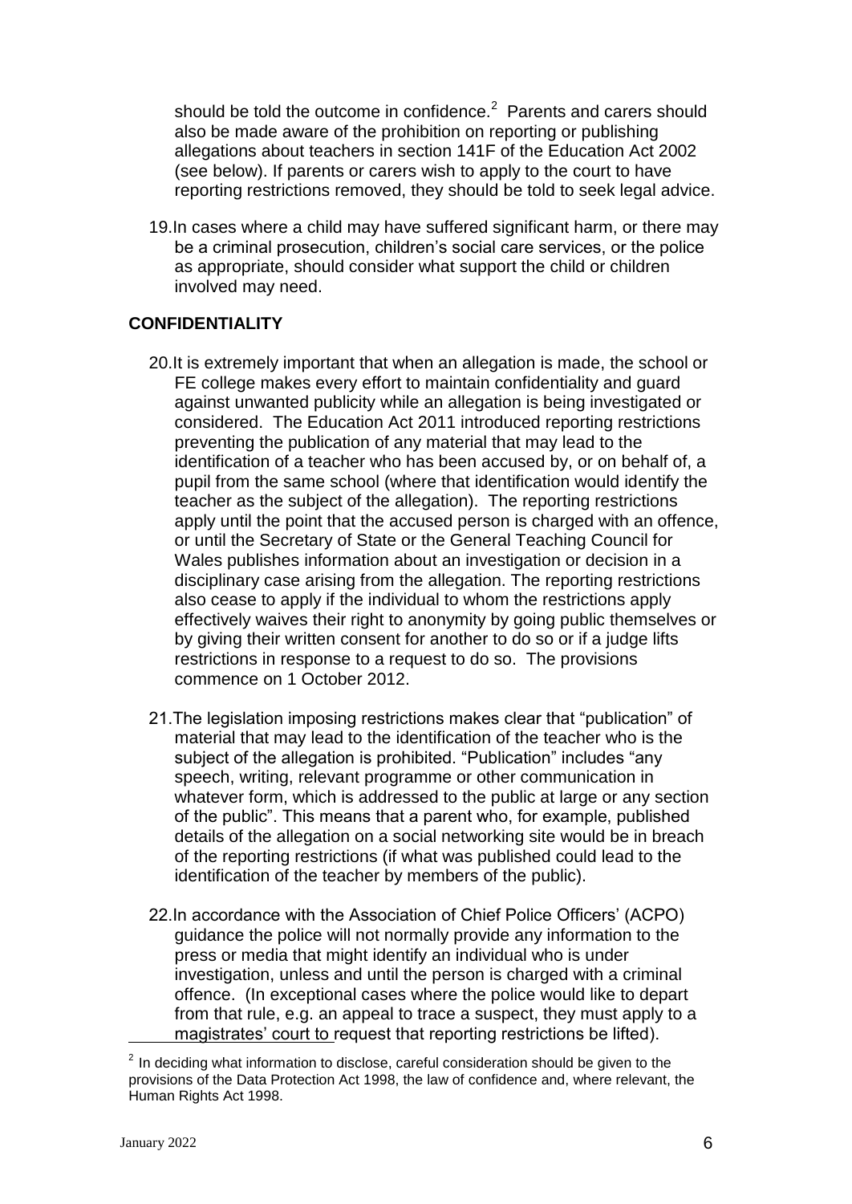should be told the outcome in confidence.[2] Parents and carers should also be made aware of the prohibition on reporting or publishing allegations about teachers in section 141F of the Education Act 2002 (see below). If parents or carers wish to apply to the court to have reporting restrictions removed, they should be told to seek legal advice.

19. In cases where a child may have suffered significant harm, or there may be a criminal prosecution, children's social care services, or the police as appropriate, should consider what support the child or children involved may need.

## CONFIDENTIALITY

20. It is extremely important that when an allegation is made, the school or FE college makes every effort to maintain confidentiality and guard against unwanted publicity while an allegation is being investigated or considered. The Education Act 2011 introduced reporting restrictions preventing the publication of any material that may lead to the identification of a teacher who has been accused by, or on behalf of, a pupil from the same school (where that identification would identify the teacher as the subject of the allegation). The reporting restrictions apply until the point that the accused person is charged with an offence, or until the Secretary of State or the General Teaching Council for Wales publishes information about an investigation or decision in a disciplinary case arising from the allegation. The reporting restrictions also cease to apply if the individual to whom the restrictions apply effectively waives their right to anonymity by going public themselves or by giving their written consent for another to do so or if a judge lifts restrictions in response to a request to do so. The provisions commence on 1 October 2012.

21. The legislation imposing restrictions makes clear that "publication" of material that may lead to the identification of the teacher who is the subject of the allegation is prohibited. "Publication" includes "any speech, writing, relevant programme or other communication in whatever form, which is addressed to the public at large or any section of the public". This means that a parent who, for example, published details of the allegation on a social networking site would be in breach of the reporting restrictions (if what was published could lead to the identification of the teacher by members of the public).

22. In accordance with the Association of Chief Police Officers' (ACPO) guidance the police will not normally provide any information to the press or media that might identify an individual who is under investigation, unless and until the person is charged with a criminal offence. (In exceptional cases where the police would like to depart from that rule, e.g. an appeal to trace a suspect, they must apply to a magistrates' court to request that reporting restrictions be lifted).

[2] In deciding what information to disclose, careful consideration should be given to the provisions of the Data Protection Act 1998, the law of confidence and, where relevant, the Human Rights Act 1998.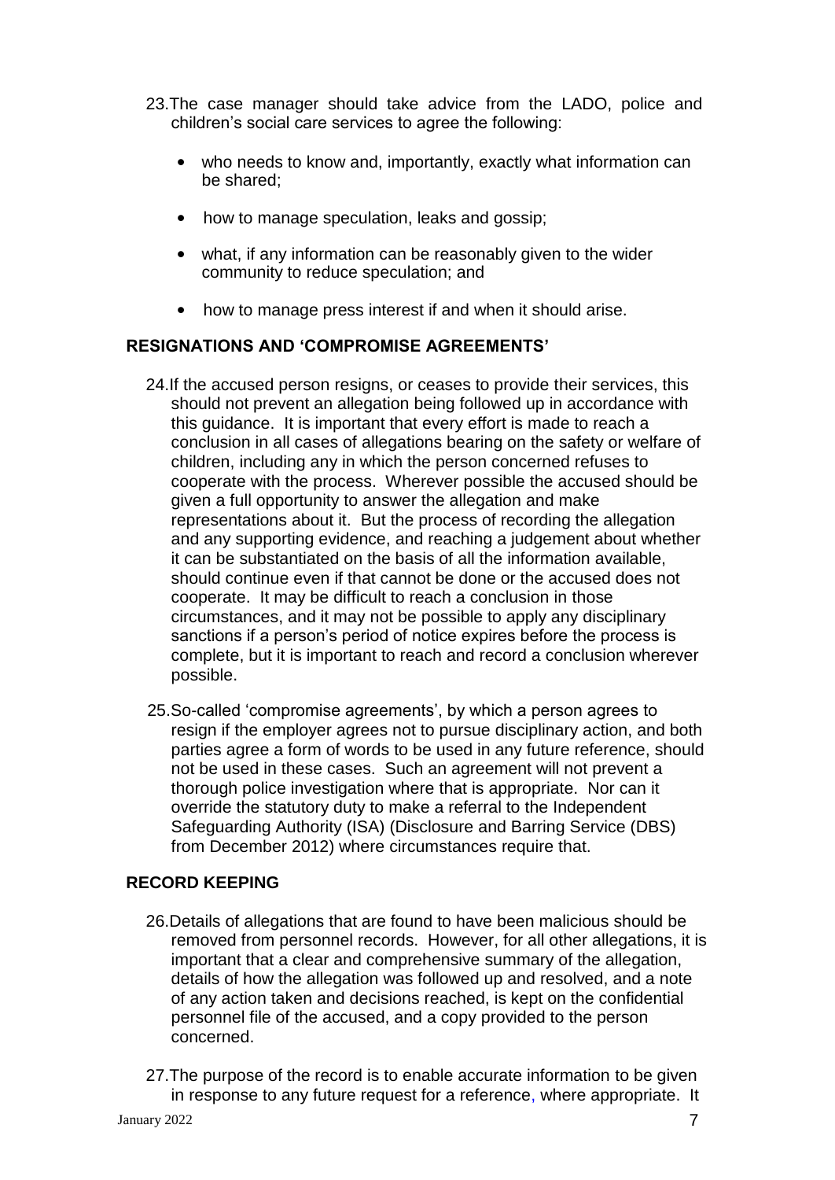23. The case manager should take advice from the LADO, police and children's social care services to agree the following:

    - who needs to know and, importantly, exactly what information can be shared;
    - how to manage speculation, leaks and gossip;
    - what, if any information can be reasonably given to the wider community to reduce speculation; and
    - how to manage press interest if and when it should arise.

## RESIGNATIONS AND 'COMPROMISE AGREEMENTS'

24. If the accused person resigns, or ceases to provide their services, this should not prevent an allegation being followed up in accordance with this guidance. It is important that every effort is made to reach a conclusion in all cases of allegations bearing on the safety or welfare of children, including any in which the person concerned refuses to cooperate with the process. Wherever possible the accused should be given a full opportunity to answer the allegation and make representations about it. But the process of recording the allegation and any supporting evidence, and reaching a judgement about whether it can be substantiated on the basis of all the information available, should continue even if that cannot be done or the accused does not cooperate. It may be difficult to reach a conclusion in those circumstances, and it may not be possible to apply any disciplinary sanctions if a person's period of notice expires before the process is complete, but it is important to reach and record a conclusion wherever possible.

25. So-called 'compromise agreements', by which a person agrees to resign if the employer agrees not to pursue disciplinary action, and both parties agree a form of words to be used in any future reference, should not be used in these cases. Such an agreement will not prevent a thorough police investigation where that is appropriate. Nor can it override the statutory duty to make a referral to the Independent Safeguarding Authority (ISA) (Disclosure and Barring Service (DBS) from December 2012) where circumstances require that.

## RECORD KEEPING

26. Details of allegations that are found to have been malicious should be removed from personnel records. However, for all other allegations, it is important that a clear and comprehensive summary of the allegation, details of how the allegation was followed up and resolved, and a note of any action taken and decisions reached, is kept on the confidential personnel file of the accused, and a copy provided to the person concerned.

27. The purpose of the record is to enable accurate information to be given in response to any future request for a reference, where appropriate. It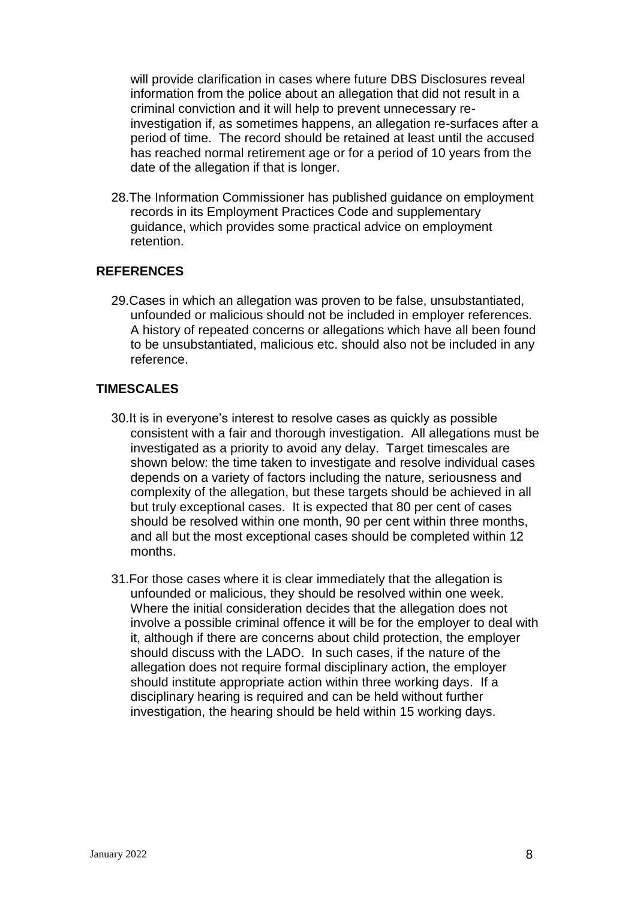will provide clarification in cases where future DBS Disclosures reveal information from the police about an allegation that did not result in a criminal conviction and it will help to prevent unnecessary re-investigation if, as sometimes happens, an allegation re-surfaces after a period of time. The record should be retained at least until the accused has reached normal retirement age or for a period of 10 years from the date of the allegation if that is longer.

28. The Information Commissioner has published guidance on employment records in its Employment Practices Code and supplementary guidance, which provides some practical advice on employment retention.

## REFERENCES

29. Cases in which an allegation was proven to be false, unsubstantiated, unfounded or malicious should not be included in employer references. A history of repeated concerns or allegations which have all been found to be unsubstantiated, malicious etc. should also not be included in any reference.

## TIMESCALES

30. It is in everyone's interest to resolve cases as quickly as possible consistent with a fair and thorough investigation. All allegations must be investigated as a priority to avoid any delay. Target timescales are shown below: the time taken to investigate and resolve individual cases depends on a variety of factors including the nature, seriousness and complexity of the allegation, but these targets should be achieved in all but truly exceptional cases. It is expected that 80 per cent of cases should be resolved within one month, 90 per cent within three months, and all but the most exceptional cases should be completed within 12 months.

31. For those cases where it is clear immediately that the allegation is unfounded or malicious, they should be resolved within one week. Where the initial consideration decides that the allegation does not involve a possible criminal offence it will be for the employer to deal with it, although if there are concerns about child protection, the employer should discuss with the LADO. In such cases, if the nature of the allegation does not require formal disciplinary action, the employer should institute appropriate action within three working days. If a disciplinary hearing is required and can be held without further investigation, the hearing should be held within 15 working days.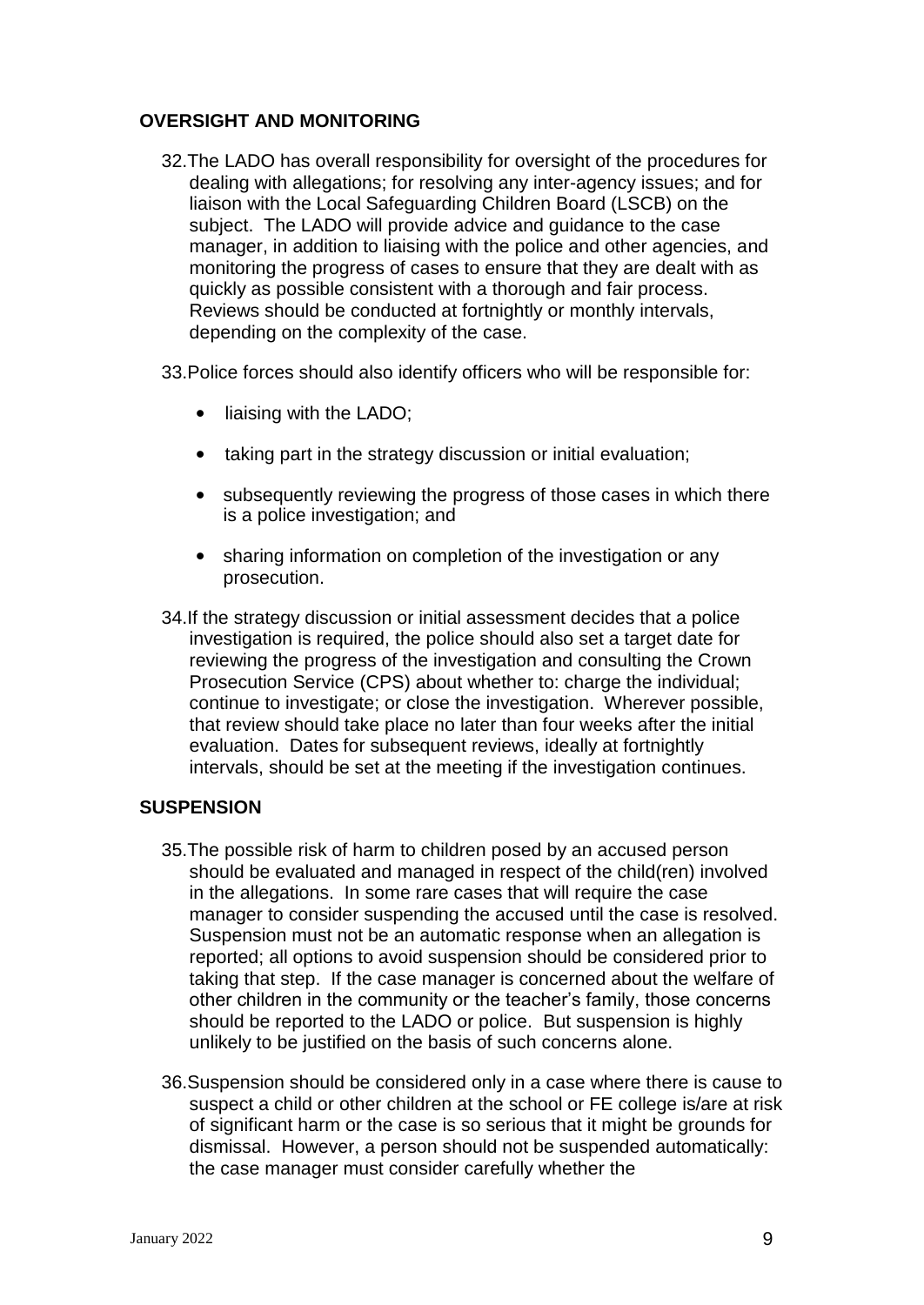## OVERSIGHT AND MONITORING

32. The LADO has overall responsibility for oversight of the procedures for dealing with allegations; for resolving any inter-agency issues; and for liaison with the Local Safeguarding Children Board (LSCB) on the subject. The LADO will provide advice and guidance to the case manager, in addition to liaising with the police and other agencies, and monitoring the progress of cases to ensure that they are dealt with as quickly as possible consistent with a thorough and fair process. Reviews should be conducted at fortnightly or monthly intervals, depending on the complexity of the case.

33. Police forces should also identify officers who will be responsible for:

- liaising with the LADO;
- taking part in the strategy discussion or initial evaluation;
- subsequently reviewing the progress of those cases in which there is a police investigation; and
- sharing information on completion of the investigation or any prosecution.

34. If the strategy discussion or initial assessment decides that a police investigation is required, the police should also set a target date for reviewing the progress of the investigation and consulting the Crown Prosecution Service (CPS) about whether to: charge the individual; continue to investigate; or close the investigation. Wherever possible, that review should take place no later than four weeks after the initial evaluation. Dates for subsequent reviews, ideally at fortnightly intervals, should be set at the meeting if the investigation continues.

## SUSPENSION

35. The possible risk of harm to children posed by an accused person should be evaluated and managed in respect of the child(ren) involved in the allegations. In some rare cases that will require the case manager to consider suspending the accused until the case is resolved. Suspension must not be an automatic response when an allegation is reported; all options to avoid suspension should be considered prior to taking that step. If the case manager is concerned about the welfare of other children in the community or the teacher's family, those concerns should be reported to the LADO or police. But suspension is highly unlikely to be justified on the basis of such concerns alone.

36. Suspension should be considered only in a case where there is cause to suspect a child or other children at the school or FE college is/are at risk of significant harm or the case is so serious that it might be grounds for dismissal. However, a person should not be suspended automatically: the case manager must consider carefully whether the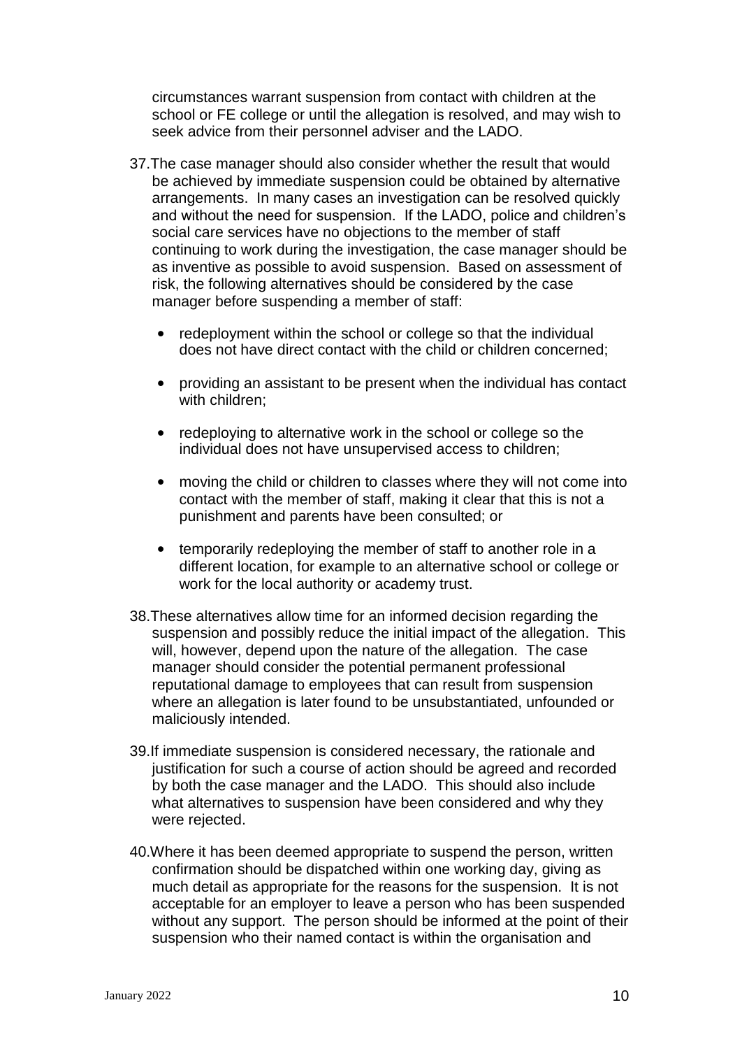circumstances warrant suspension from contact with children at the school or FE college or until the allegation is resolved, and may wish to seek advice from their personnel adviser and the LADO.

37. The case manager should also consider whether the result that would be achieved by immediate suspension could be obtained by alternative arrangements. In many cases an investigation can be resolved quickly and without the need for suspension. If the LADO, police and children's social care services have no objections to the member of staff continuing to work during the investigation, the case manager should be as inventive as possible to avoid suspension. Based on assessment of risk, the following alternatives should be considered by the case manager before suspending a member of staff:

    - redeployment within the school or college so that the individual does not have direct contact with the child or children concerned;
    - providing an assistant to be present when the individual has contact with children;
    - redeploying to alternative work in the school or college so the individual does not have unsupervised access to children;
    - moving the child or children to classes where they will not come into contact with the member of staff, making it clear that this is not a punishment and parents have been consulted; or
    - temporarily redeploying the member of staff to another role in a different location, for example to an alternative school or college or work for the local authority or academy trust.

38. These alternatives allow time for an informed decision regarding the suspension and possibly reduce the initial impact of the allegation. This will, however, depend upon the nature of the allegation. The case manager should consider the potential permanent professional reputational damage to employees that can result from suspension where an allegation is later found to be unsubstantiated, unfounded or maliciously intended.

39. If immediate suspension is considered necessary, the rationale and justification for such a course of action should be agreed and recorded by both the case manager and the LADO. This should also include what alternatives to suspension have been considered and why they were rejected.

40. Where it has been deemed appropriate to suspend the person, written confirmation should be dispatched within one working day, giving as much detail as appropriate for the reasons for the suspension. It is not acceptable for an employer to leave a person who has been suspended without any support. The person should be informed at the point of their suspension who their named contact is within the organisation and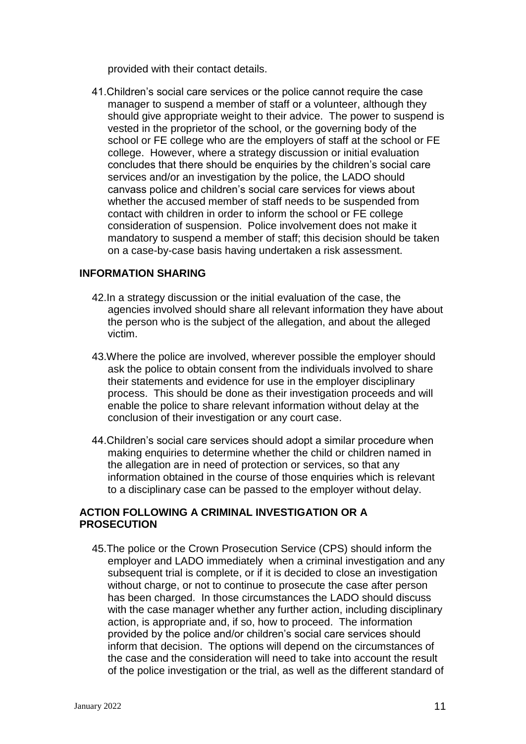provided with their contact details.

41. Children's social care services or the police cannot require the case manager to suspend a member of staff or a volunteer, although they should give appropriate weight to their advice. The power to suspend is vested in the proprietor of the school, or the governing body of the school or FE college who are the employers of staff at the school or FE college. However, where a strategy discussion or initial evaluation concludes that there should be enquiries by the children's social care services and/or an investigation by the police, the LADO should canvass police and children's social care services for views about whether the accused member of staff needs to be suspended from contact with children in order to inform the school or FE college consideration of suspension. Police involvement does not make it mandatory to suspend a member of staff; this decision should be taken on a case-by-case basis having undertaken a risk assessment.

## INFORMATION SHARING

42. In a strategy discussion or the initial evaluation of the case, the agencies involved should share all relevant information they have about the person who is the subject of the allegation, and about the alleged victim.

43. Where the police are involved, wherever possible the employer should ask the police to obtain consent from the individuals involved to share their statements and evidence for use in the employer disciplinary process. This should be done as their investigation proceeds and will enable the police to share relevant information without delay at the conclusion of their investigation or any court case.

44. Children's social care services should adopt a similar procedure when making enquiries to determine whether the child or children named in the allegation are in need of protection or services, so that any information obtained in the course of those enquiries which is relevant to a disciplinary case can be passed to the employer without delay.

## ACTION FOLLOWING A CRIMINAL INVESTIGATION OR A PROSECUTION

45. The police or the Crown Prosecution Service (CPS) should inform the employer and LADO immediately when a criminal investigation and any subsequent trial is complete, or if it is decided to close an investigation without charge, or not to continue to prosecute the case after person has been charged. In those circumstances the LADO should discuss with the case manager whether any further action, including disciplinary action, is appropriate and, if so, how to proceed. The information provided by the police and/or children's social care services should inform that decision. The options will depend on the circumstances of the case and the consideration will need to take into account the result of the police investigation or the trial, as well as the different standard of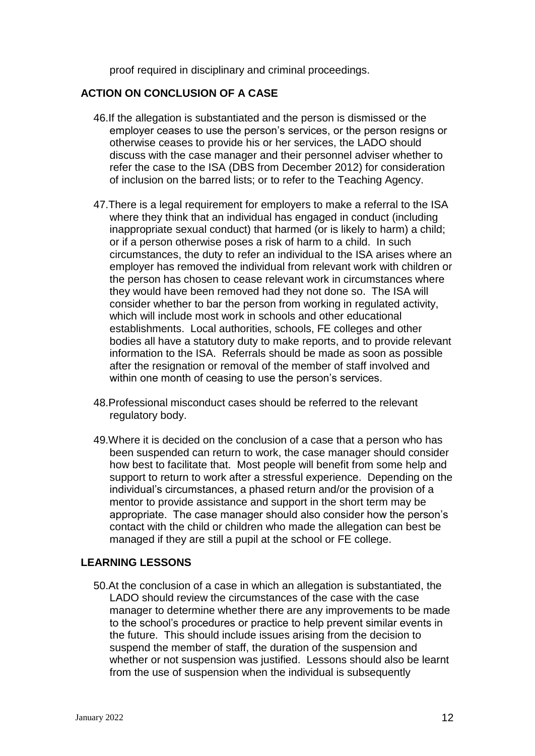proof required in disciplinary and criminal proceedings.

## ACTION ON CONCLUSION OF A CASE

46. If the allegation is substantiated and the person is dismissed or the employer ceases to use the person's services, or the person resigns or otherwise ceases to provide his or her services, the LADO should discuss with the case manager and their personnel adviser whether to refer the case to the ISA (DBS from December 2012) for consideration of inclusion on the barred lists; or to refer to the Teaching Agency.

47. There is a legal requirement for employers to make a referral to the ISA where they think that an individual has engaged in conduct (including inappropriate sexual conduct) that harmed (or is likely to harm) a child; or if a person otherwise poses a risk of harm to a child. In such circumstances, the duty to refer an individual to the ISA arises where an employer has removed the individual from relevant work with children or the person has chosen to cease relevant work in circumstances where they would have been removed had they not done so. The ISA will consider whether to bar the person from working in regulated activity, which will include most work in schools and other educational establishments. Local authorities, schools, FE colleges and other bodies all have a statutory duty to make reports, and to provide relevant information to the ISA. Referrals should be made as soon as possible after the resignation or removal of the member of staff involved and within one month of ceasing to use the person's services.

48. Professional misconduct cases should be referred to the relevant regulatory body.

49. Where it is decided on the conclusion of a case that a person who has been suspended can return to work, the case manager should consider how best to facilitate that. Most people will benefit from some help and support to return to work after a stressful experience. Depending on the individual's circumstances, a phased return and/or the provision of a mentor to provide assistance and support in the short term may be appropriate. The case manager should also consider how the person's contact with the child or children who made the allegation can best be managed if they are still a pupil at the school or FE college.

## LEARNING LESSONS

50. At the conclusion of a case in which an allegation is substantiated, the LADO should review the circumstances of the case with the case manager to determine whether there are any improvements to be made to the school's procedures or practice to help prevent similar events in the future. This should include issues arising from the decision to suspend the member of staff, the duration of the suspension and whether or not suspension was justified. Lessons should also be learnt from the use of suspension when the individual is subsequently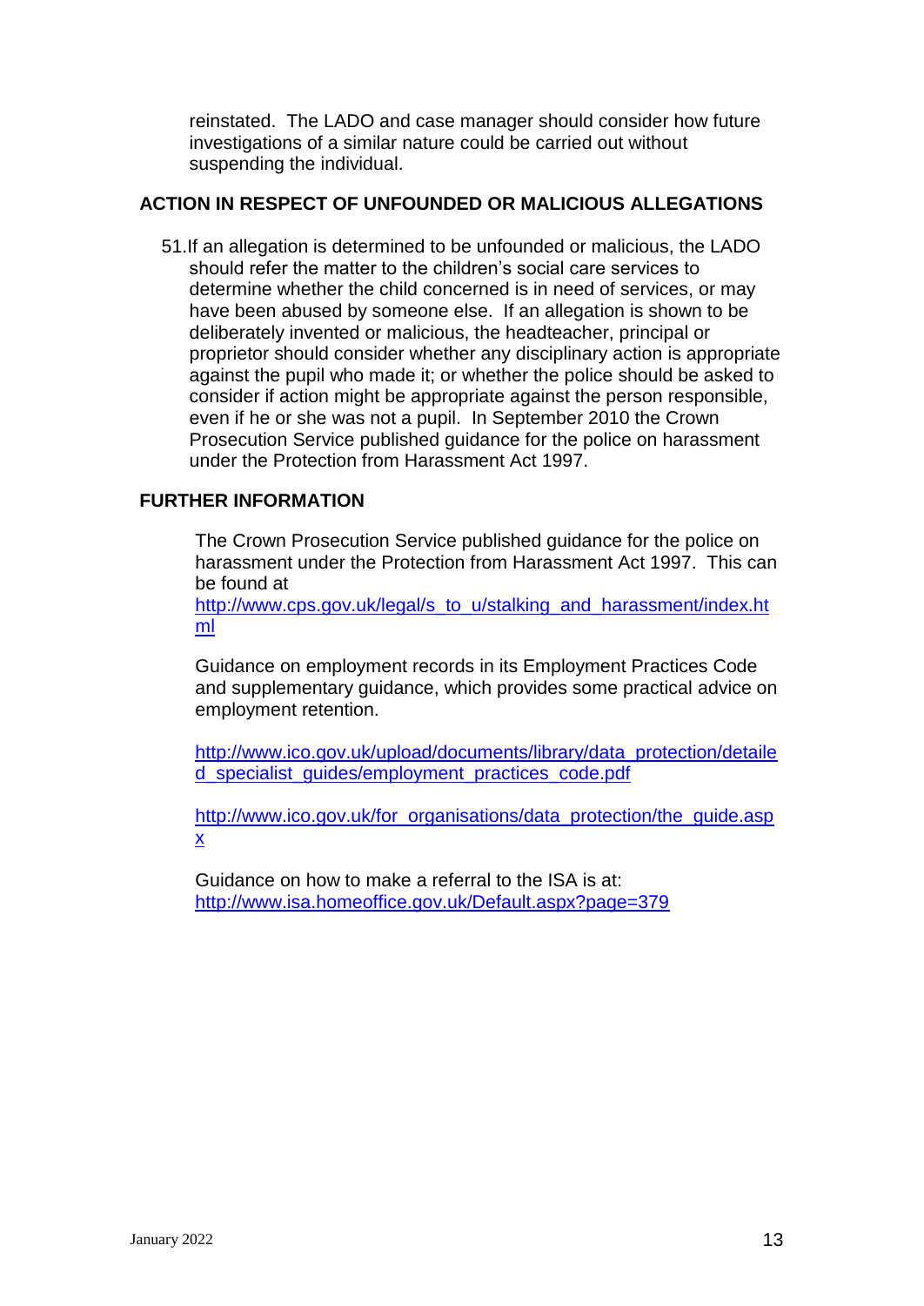reinstated. The LADO and case manager should consider how future investigations of a similar nature could be carried out without suspending the individual.

## ACTION IN RESPECT OF UNFOUNDED OR MALICIOUS ALLEGATIONS

51. If an allegation is determined to be unfounded or malicious, the LADO should refer the matter to the children's social care services to determine whether the child concerned is in need of services, or may have been abused by someone else. If an allegation is shown to be deliberately invented or malicious, the headteacher, principal or proprietor should consider whether any disciplinary action is appropriate against the pupil who made it; or whether the police should be asked to consider if action might be appropriate against the person responsible, even if he or she was not a pupil. In September 2010 the Crown Prosecution Service published guidance for the police on harassment under the Protection from Harassment Act 1997.

## FURTHER INFORMATION

The Crown Prosecution Service published guidance for the police on harassment under the Protection from Harassment Act 1997. This can be found at
[http://www.cps.gov.uk/legal/s_to_u/stalking_and_harassment/index.html](http://www.cps.gov.uk/legal/s_to_u/stalking_and_harassment/index.html)

Guidance on employment records in its Employment Practices Code and supplementary guidance, which provides some practical advice on employment retention.

[http://www.ico.gov.uk/upload/documents/library/data_protection/detailed_specialist_guides/employment_practices_code.pdf](http://www.ico.gov.uk/upload/documents/library/data_protection/detailed_specialist_guides/employment_practices_code.pdf)

[http://www.ico.gov.uk/for_organisations/data_protection/the_guide.aspx](http://www.ico.gov.uk/for_organisations/data_protection/the_guide.aspx)

Guidance on how to make a referral to the ISA is at:
[http://www.isa.homeoffice.gov.uk/Default.aspx?page=379](http://www.isa.homeoffice.gov.uk/Default.aspx?page=379)